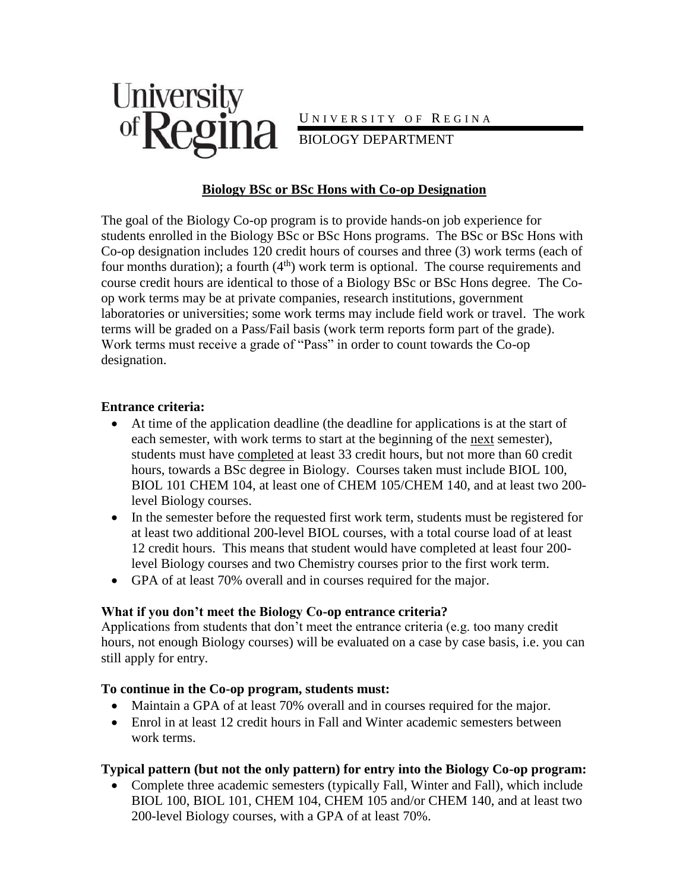UNIVERSITY OF REGINA

BIOLOGY DEPARTMENT

## **Biology BSc or BSc Hons with Co-op Designation**

The goal of the Biology Co-op program is to provide hands-on job experience for students enrolled in the Biology BSc or BSc Hons programs. The BSc or BSc Hons with Co-op designation includes 120 credit hours of courses and three (3) work terms (each of four months duration); a fourth (4th) work term is optional. The course requirements and course credit hours are identical to those of a Biology BSc or BSc Hons degree. The Co-op work terms may be at private companies, research institutions, government laboratories or universities; some work terms may include field work or travel. The work terms will be graded on a Pass/Fail basis (work term reports form part of the grade). Work terms must receive a grade of "Pass" in order to count towards the Co-op designation.

### **Entrance criteria:**

- At time of the application deadline (the deadline for applications is at the start of each semester, with work terms to start at the beginning of the next semester), students must have completed at least 33 credit hours, but not more than 60 credit hours, towards a BSc degree in Biology. Courses taken must include BIOL 100, BIOL 101 CHEM 104, at least one of CHEM 105/CHEM 140, and at least two 200-level Biology courses.
- In the semester before the requested first work term, students must be registered for at least two additional 200-level BIOL courses, with a total course load of at least 12 credit hours. This means that student would have completed at least four 200-level Biology courses and two Chemistry courses prior to the first work term.
- GPA of at least 70% overall and in courses required for the major.

### **What if you don't meet the Biology Co-op entrance criteria?**

Applications from students that don't meet the entrance criteria (e.g. too many credit hours, not enough Biology courses) will be evaluated on a case by case basis, i.e. you can still apply for entry.

### **To continue in the Co-op program, students must:**

- Maintain a GPA of at least 70% overall and in courses required for the major.
- Enrol in at least 12 credit hours in Fall and Winter academic semesters between work terms.

### **Typical pattern (but not the only pattern) for entry into the Biology Co-op program:**

- Complete three academic semesters (typically Fall, Winter and Fall), which include BIOL 100, BIOL 101, CHEM 104, CHEM 105 and/or CHEM 140, and at least two 200-level Biology courses, with a GPA of at least 70%.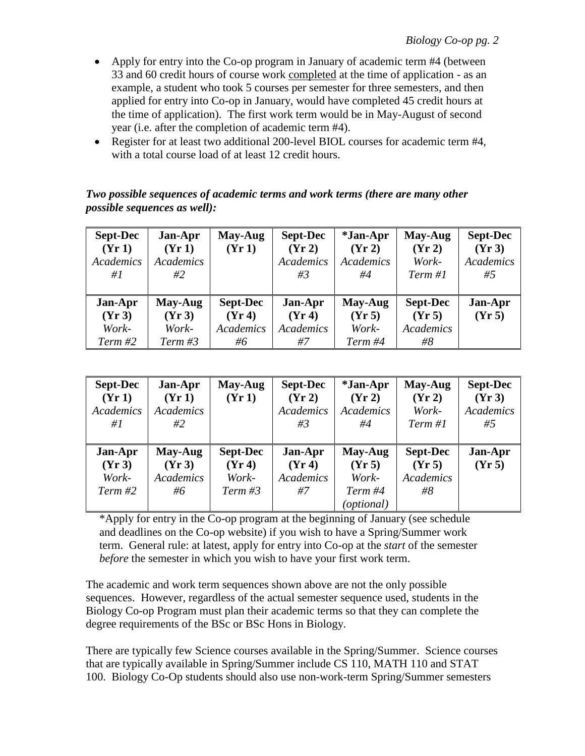- Apply for entry into the Co-op program in January of academic term #4 (between 33 and 60 credit hours of course work completed at the time of application - as an example, a student who took 5 courses per semester for three semesters, and then applied for entry into Co-op in January, would have completed 45 credit hours at the time of application). The first work term would be in May-August of second year (i.e. after the completion of academic term #4).
- Register for at least two additional 200-level BIOL courses for academic term #4, with a total course load of at least 12 credit hours.

***Two possible sequences of academic terms and work terms (there are many other possible sequences as well):***

| **Sept-Dec (Yr 1)** | **Jan-Apr (Yr 1)** | **May-Aug (Yr 1)** | **Sept-Dec (Yr 2)** | **\*Jan-Apr (Yr 2)** | **May-Aug (Yr 2)** | **Sept-Dec (Yr 3)** |
|---|---|---|---|---|---|---|
| *Academics #1* | *Academics #2* | | *Academics #3* | *Academics #4* | *Work-Term #1* | *Academics #5* |
| **Jan-Apr (Yr 3)** | **May-Aug (Yr 3)** | **Sept-Dec (Yr 4)** | **Jan-Apr (Yr 4)** | **May-Aug (Yr 5)** | **Sept-Dec (Yr 5)** | **Jan-Apr (Yr 5)** |
| *Work-Term #2* | *Work-Term #3* | *Academics #6* | *Academics #7* | *Work-Term #4* | *Academics #8* | |

| **Sept-Dec (Yr 1)** | **Jan-Apr (Yr 1)** | **May-Aug (Yr 1)** | **Sept-Dec (Yr 2)** | **\*Jan-Apr (Yr 2)** | **May-Aug (Yr 2)** | **Sept-Dec (Yr 3)** |
|---|---|---|---|---|---|---|
| *Academics #1* | *Academics #2* | | *Academics #3* | *Academics #4* | *Work-Term #1* | *Academics #5* |
| **Jan-Apr (Yr 3)** | **May-Aug (Yr 3)** | **Sept-Dec (Yr 4)** | **Jan-Apr (Yr 4)** | **May-Aug (Yr 5)** | **Sept-Dec (Yr 5)** | **Jan-Apr (Yr 5)** |
| *Work-Term #2* | *Academics #6* | *Work-Term #3* | *Academics #7* | *Work-Term #4 (optional)* | *Academics #8* | |

*Apply for entry in the Co-op program at the beginning of January (see schedule and deadlines on the Co-op website) if you wish to have a Spring/Summer work term. General rule: at latest, apply for entry into Co-op at the *start* of the semester *before* the semester in which you wish to have your first work term.

The academic and work term sequences shown above are not the only possible sequences. However, regardless of the actual semester sequence used, students in the Biology Co-op Program must plan their academic terms so that they can complete the degree requirements of the BSc or BSc Hons in Biology.

There are typically few Science courses available in the Spring/Summer. Science courses that are typically available in Spring/Summer include CS 110, MATH 110 and STAT 100. Biology Co-Op students should also use non-work-term Spring/Summer semesters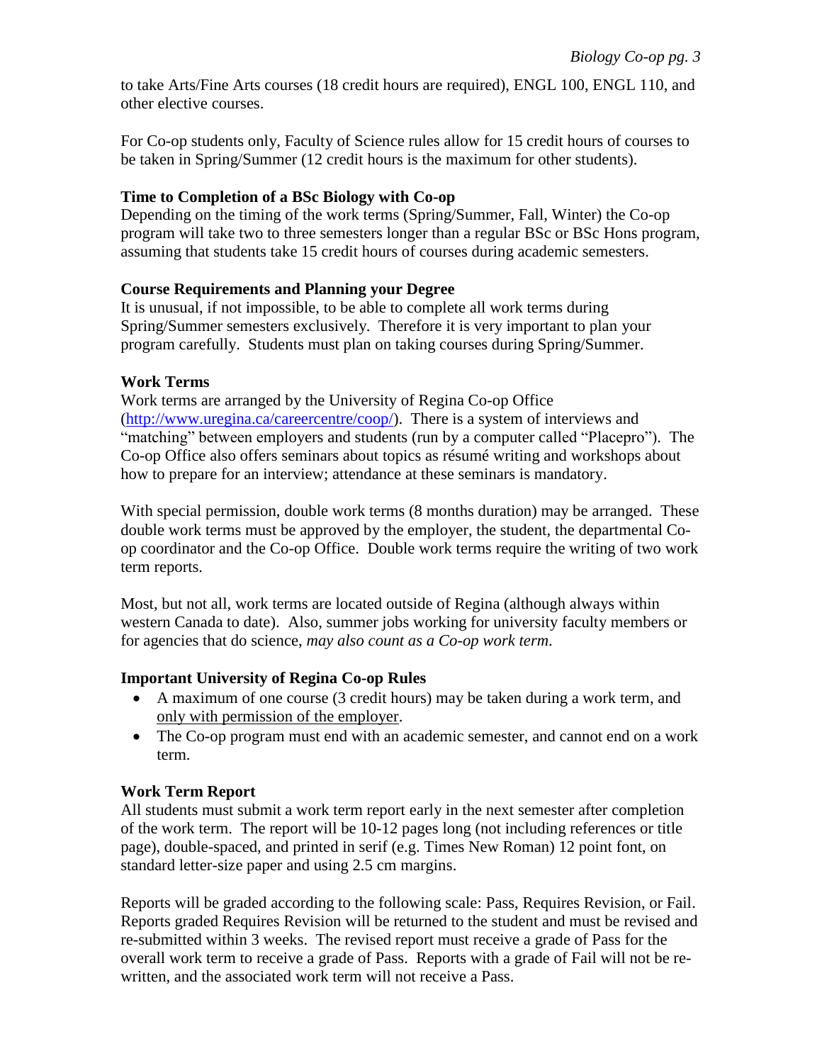to take Arts/Fine Arts courses (18 credit hours are required), ENGL 100, ENGL 110, and other elective courses.

For Co-op students only, Faculty of Science rules allow for 15 credit hours of courses to be taken in Spring/Summer (12 credit hours is the maximum for other students).

**Time to Completion of a BSc Biology with Co-op**

Depending on the timing of the work terms (Spring/Summer, Fall, Winter) the Co-op program will take two to three semesters longer than a regular BSc or BSc Hons program, assuming that students take 15 credit hours of courses during academic semesters.

**Course Requirements and Planning your Degree**

It is unusual, if not impossible, to be able to complete all work terms during Spring/Summer semesters exclusively. Therefore it is very important to plan your program carefully. Students must plan on taking courses during Spring/Summer.

**Work Terms**

Work terms are arranged by the University of Regina Co-op Office ([http://www.uregina.ca/careercentre/coop/](http://www.uregina.ca/careercentre/coop/)). There is a system of interviews and "matching" between employers and students (run by a computer called "Placepro"). The Co-op Office also offers seminars about topics as résumé writing and workshops about how to prepare for an interview; attendance at these seminars is mandatory.

With special permission, double work terms (8 months duration) may be arranged. These double work terms must be approved by the employer, the student, the departmental Co-op coordinator and the Co-op Office. Double work terms require the writing of two work term reports.

Most, but not all, work terms are located outside of Regina (although always within western Canada to date). Also, summer jobs working for university faculty members or for agencies that do science, *may also count as a Co-op work term.*

**Important University of Regina Co-op Rules**

- A maximum of one course (3 credit hours) may be taken during a work term, and <u>only with permission of the employer</u>.
- The Co-op program must end with an academic semester, and cannot end on a work term.

**Work Term Report**

All students must submit a work term report early in the next semester after completion of the work term. The report will be 10-12 pages long (not including references or title page), double-spaced, and printed in serif (e.g. Times New Roman) 12 point font, on standard letter-size paper and using 2.5 cm margins.

Reports will be graded according to the following scale: Pass, Requires Revision, or Fail. Reports graded Requires Revision will be returned to the student and must be revised and re-submitted within 3 weeks. The revised report must receive a grade of Pass for the overall work term to receive a grade of Pass. Reports with a grade of Fail will not be re-written, and the associated work term will not receive a Pass.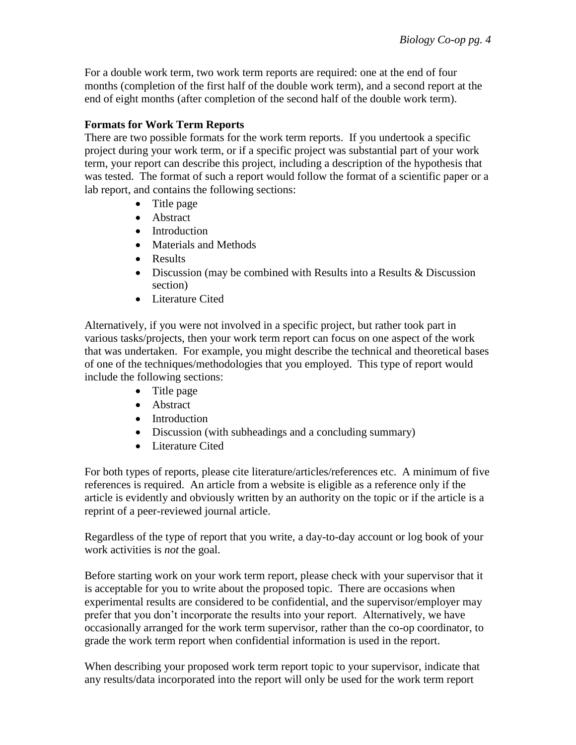For a double work term, two work term reports are required: one at the end of four months (completion of the first half of the double work term), and a second report at the end of eight months (after completion of the second half of the double work term).

**Formats for Work Term Reports**

There are two possible formats for the work term reports. If you undertook a specific project during your work term, or if a specific project was substantial part of your work term, your report can describe this project, including a description of the hypothesis that was tested. The format of such a report would follow the format of a scientific paper or a lab report, and contains the following sections:

- Title page
- Abstract
- Introduction
- Materials and Methods
- Results
- Discussion (may be combined with Results into a Results & Discussion section)
- Literature Cited

Alternatively, if you were not involved in a specific project, but rather took part in various tasks/projects, then your work term report can focus on one aspect of the work that was undertaken. For example, you might describe the technical and theoretical bases of one of the techniques/methodologies that you employed. This type of report would include the following sections:

- Title page
- Abstract
- Introduction
- Discussion (with subheadings and a concluding summary)
- Literature Cited

For both types of reports, please cite literature/articles/references etc. A minimum of five references is required. An article from a website is eligible as a reference only if the article is evidently and obviously written by an authority on the topic or if the article is a reprint of a peer-reviewed journal article.

Regardless of the type of report that you write, a day-to-day account or log book of your work activities is *not* the goal.

Before starting work on your work term report, please check with your supervisor that it is acceptable for you to write about the proposed topic. There are occasions when experimental results are considered to be confidential, and the supervisor/employer may prefer that you don't incorporate the results into your report. Alternatively, we have occasionally arranged for the work term supervisor, rather than the co-op coordinator, to grade the work term report when confidential information is used in the report.

When describing your proposed work term report topic to your supervisor, indicate that any results/data incorporated into the report will only be used for the work term report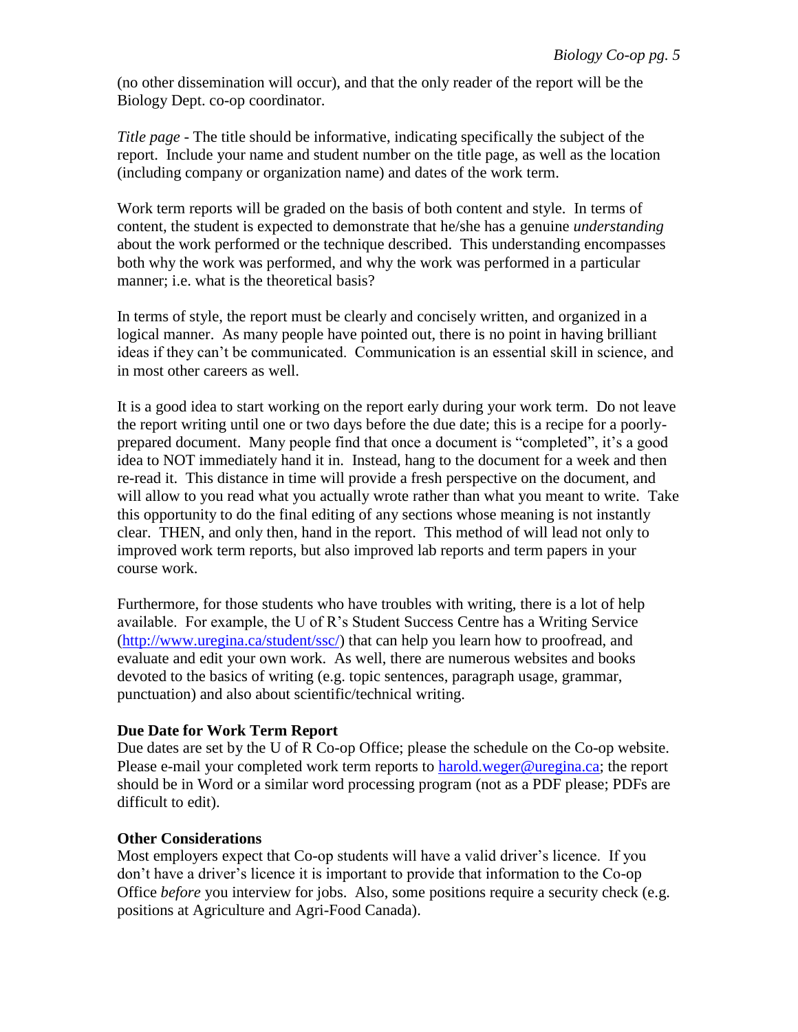(no other dissemination will occur), and that the only reader of the report will be the Biology Dept. co-op coordinator.

*Title page* - The title should be informative, indicating specifically the subject of the report. Include your name and student number on the title page, as well as the location (including company or organization name) and dates of the work term.

Work term reports will be graded on the basis of both content and style. In terms of content, the student is expected to demonstrate that he/she has a genuine *understanding* about the work performed or the technique described. This understanding encompasses both why the work was performed, and why the work was performed in a particular manner; i.e. what is the theoretical basis?

In terms of style, the report must be clearly and concisely written, and organized in a logical manner. As many people have pointed out, there is no point in having brilliant ideas if they can't be communicated. Communication is an essential skill in science, and in most other careers as well.

It is a good idea to start working on the report early during your work term. Do not leave the report writing until one or two days before the due date; this is a recipe for a poorly-prepared document. Many people find that once a document is "completed", it's a good idea to NOT immediately hand it in. Instead, hang to the document for a week and then re-read it. This distance in time will provide a fresh perspective on the document, and will allow to you read what you actually wrote rather than what you meant to write. Take this opportunity to do the final editing of any sections whose meaning is not instantly clear. THEN, and only then, hand in the report. This method of will lead not only to improved work term reports, but also improved lab reports and term papers in your course work.

Furthermore, for those students who have troubles with writing, there is a lot of help available. For example, the U of R's Student Success Centre has a Writing Service (http://www.uregina.ca/student/ssc/) that can help you learn how to proofread, and evaluate and edit your own work. As well, there are numerous websites and books devoted to the basics of writing (e.g. topic sentences, paragraph usage, grammar, punctuation) and also about scientific/technical writing.

**Due Date for Work Term Report**

Due dates are set by the U of R Co-op Office; please the schedule on the Co-op website. Please e-mail your completed work term reports to harold.weger@uregina.ca; the report should be in Word or a similar word processing program (not as a PDF please; PDFs are difficult to edit).

**Other Considerations**

Most employers expect that Co-op students will have a valid driver's licence. If you don't have a driver's licence it is important to provide that information to the Co-op Office *before* you interview for jobs. Also, some positions require a security check (e.g. positions at Agriculture and Agri-Food Canada).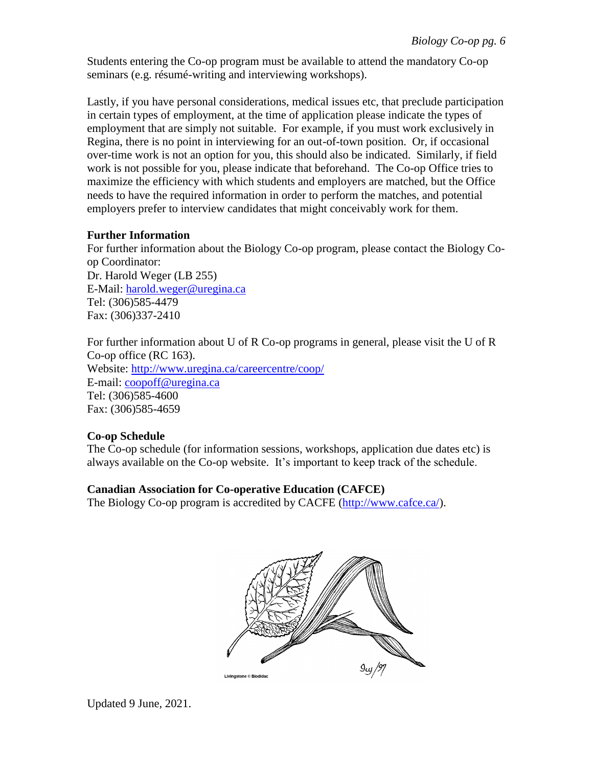Students entering the Co-op program must be available to attend the mandatory Co-op seminars (e.g. résumé-writing and interviewing workshops).

Lastly, if you have personal considerations, medical issues etc, that preclude participation in certain types of employment, at the time of application please indicate the types of employment that are simply not suitable. For example, if you must work exclusively in Regina, there is no point in interviewing for an out-of-town position. Or, if occasional over-time work is not an option for you, this should also be indicated. Similarly, if field work is not possible for you, please indicate that beforehand. The Co-op Office tries to maximize the efficiency with which students and employers are matched, but the Office needs to have the required information in order to perform the matches, and potential employers prefer to interview candidates that might conceivably work for them.

**Further Information**

For further information about the Biology Co-op program, please contact the Biology Co-op Coordinator:
Dr. Harold Weger (LB 255)
E-Mail: harold.weger@uregina.ca
Tel: (306)585-4479
Fax: (306)337-2410

For further information about U of R Co-op programs in general, please visit the U of R Co-op office (RC 163).
Website: http://www.uregina.ca/careercentre/coop/
E-mail: coopoff@uregina.ca
Tel: (306)585-4600
Fax: (306)585-4659

**Co-op Schedule**

The Co-op schedule (for information sessions, workshops, application due dates etc) is always available on the Co-op website. It's important to keep track of the schedule.

**Canadian Association for Co-operative Education (CAFCE)**

The Biology Co-op program is accredited by CACFE (http://www.cafce.ca/).

Updated 9 June, 2021.